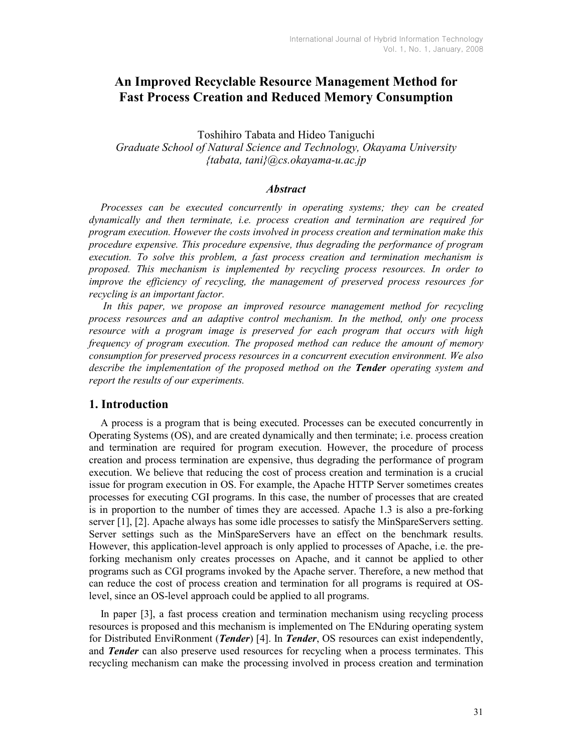# An Improved Recyclable Resource Management Method for Fast Process Creation and Reduced Memory Consumption

Toshihiro Tabata and Hideo Taniguchi

*Graduate School of Natural Science and Technology, Okayama University*

*{tabata, tani}@cs.okayama-u.ac.jp*

### *Abstract*

*Processes can be executed concurrently in operating systems; they can be created dynamically and then terminate, i.e. process creation and termination are required for program execution. However the costs involved in process creation and termination make this procedure expensive. This procedure expensive, thus degrading the performance of program execution. To solve this problem, a fast process creation and termination mechanism is proposed. This mechanism is implemented by recycling process resources. In order to improve the efficiency of recycling, the management of preserved process resources for recycling is an important factor.*

*In this paper, we propose an improved resource management method for recycling process resources and an adaptive control mechanism. In the method, only one process resource with a program image is preserved for each program that occurs with high frequency of program execution. The proposed method can reduce the amount of memory consumption for preserved process resources in a concurrent execution environment. We also describe the implementation of the proposed method on the **Tender** operating system and report the results of our experiments.*

## 1. Introduction

A process is a program that is being executed. Processes can be executed concurrently in Operating Systems (OS), and are created dynamically and then terminate; i.e. process creation and termination are required for program execution. However, the procedure of process creation and process termination are expensive, thus degrading the performance of program execution. We believe that reducing the cost of process creation and termination is a crucial issue for program execution in OS. For example, the Apache HTTP Server sometimes creates processes for executing CGI programs. In this case, the number of processes that are created is in proportion to the number of times they are accessed. Apache 1.3 is also a pre-forking server [1], [2]. Apache always has some idle processes to satisfy the MinSpareServers setting. Server settings such as the MinSpareServers have an effect on the benchmark results. However, this application-level approach is only applied to processes of Apache, i.e. the pre-forking mechanism only creates processes on Apache, and it cannot be applied to other programs such as CGI programs invoked by the Apache server. Therefore, a new method that can reduce the cost of process creation and termination for all programs is required at OS-level, since an OS-level approach could be applied to all programs.

In paper [3], a fast process creation and termination mechanism using recycling process resources is proposed and this mechanism is implemented on The ENduring operating system for Distributed EnviRonment (***Tender***) [4]. In ***Tender***, OS resources can exist independently, and ***Tender*** can also preserve used resources for recycling when a process terminates. This recycling mechanism can make the processing involved in process creation and termination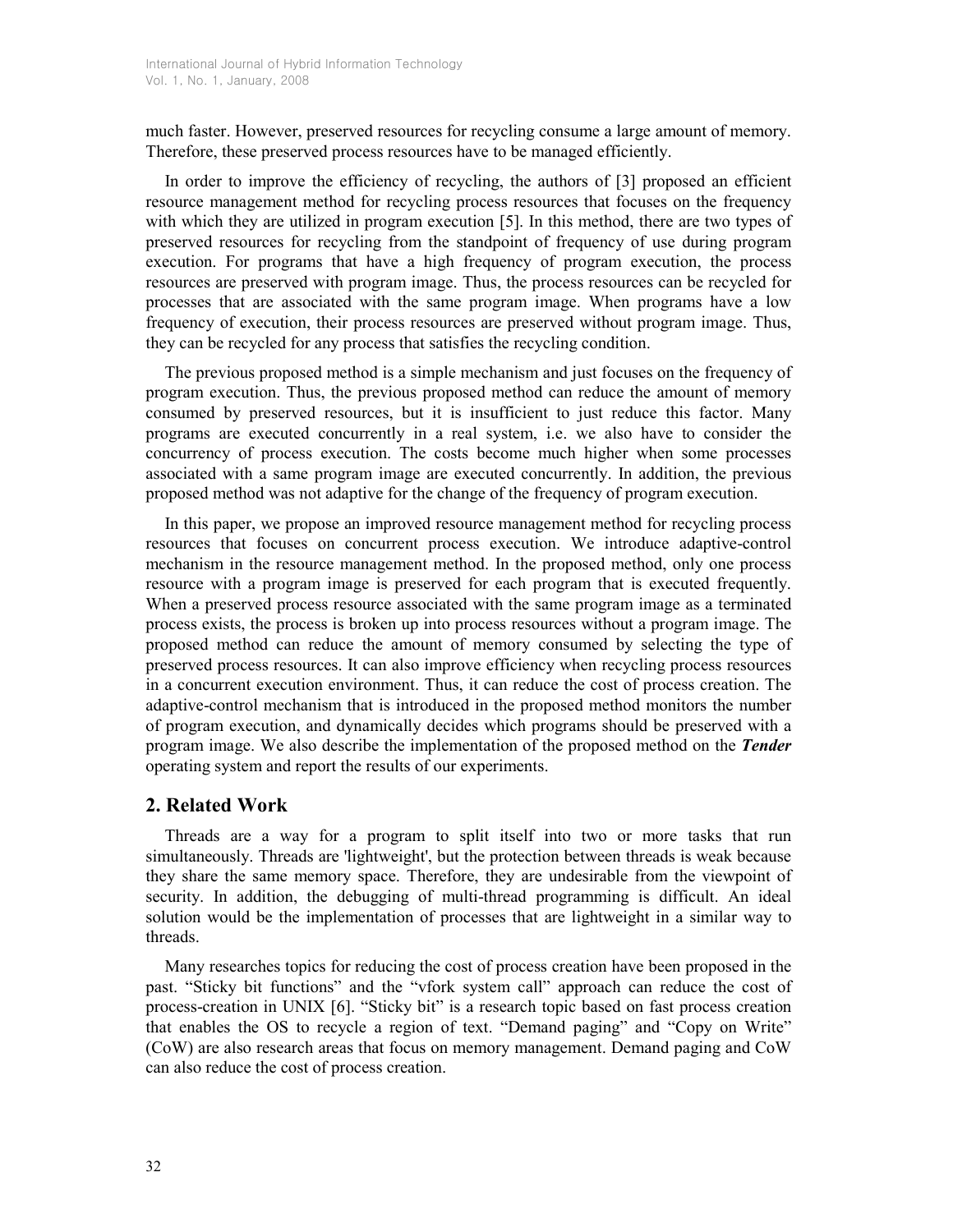much faster. However, preserved resources for recycling consume a large amount of memory. Therefore, these preserved process resources have to be managed efficiently.

In order to improve the efficiency of recycling, the authors of [3] proposed an efficient resource management method for recycling process resources that focuses on the frequency with which they are utilized in program execution [5]. In this method, there are two types of preserved resources for recycling from the standpoint of frequency of use during program execution. For programs that have a high frequency of program execution, the process resources are preserved with program image. Thus, the process resources can be recycled for processes that are associated with the same program image. When programs have a low frequency of execution, their process resources are preserved without program image. Thus, they can be recycled for any process that satisfies the recycling condition.

The previous proposed method is a simple mechanism and just focuses on the frequency of program execution. Thus, the previous proposed method can reduce the amount of memory consumed by preserved resources, but it is insufficient to just reduce this factor. Many programs are executed concurrently in a real system, i.e. we also have to consider the concurrency of process execution. The costs become much higher when some processes associated with a same program image are executed concurrently. In addition, the previous proposed method was not adaptive for the change of the frequency of program execution.

In this paper, we propose an improved resource management method for recycling process resources that focuses on concurrent process execution. We introduce adaptive-control mechanism in the resource management method. In the proposed method, only one process resource with a program image is preserved for each program that is executed frequently. When a preserved process resource associated with the same program image as a terminated process exists, the process is broken up into process resources without a program image. The proposed method can reduce the amount of memory consumed by selecting the type of preserved process resources. It can also improve efficiency when recycling process resources in a concurrent execution environment. Thus, it can reduce the cost of process creation. The adaptive-control mechanism that is introduced in the proposed method monitors the number of program execution, and dynamically decides which programs should be preserved with a program image. We also describe the implementation of the proposed method on the ***Tender*** operating system and report the results of our experiments.

## 2. Related Work

Threads are a way for a program to split itself into two or more tasks that run simultaneously. Threads are 'lightweight', but the protection between threads is weak because they share the same memory space. Therefore, they are undesirable from the viewpoint of security. In addition, the debugging of multi-thread programming is difficult. An ideal solution would be the implementation of processes that are lightweight in a similar way to threads.

Many researches topics for reducing the cost of process creation have been proposed in the past. "Sticky bit functions" and the "vfork system call" approach can reduce the cost of process-creation in UNIX [6]. "Sticky bit" is a research topic based on fast process creation that enables the OS to recycle a region of text. "Demand paging" and "Copy on Write" (CoW) are also research areas that focus on memory management. Demand paging and CoW can also reduce the cost of process creation.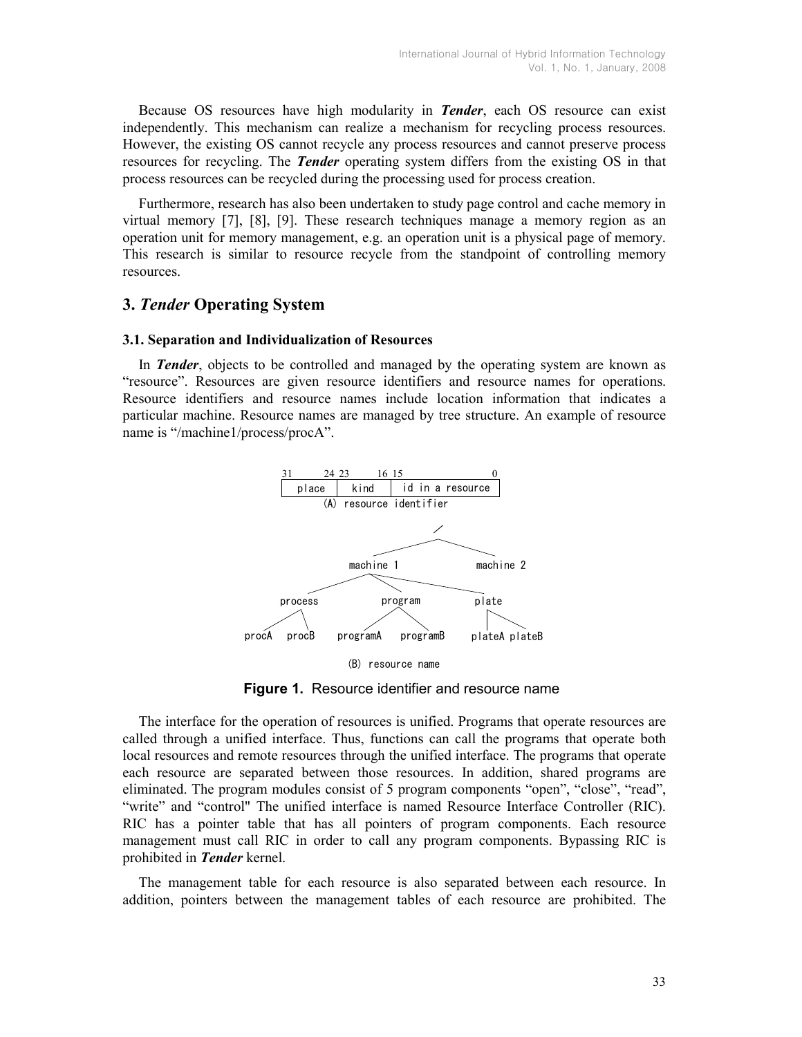Because OS resources have high modularity in ***Tender***, each OS resource can exist independently. This mechanism can realize a mechanism for recycling process resources. However, the existing OS cannot recycle any process resources and cannot preserve process resources for recycling. The ***Tender*** operating system differs from the existing OS in that process resources can be recycled during the processing used for process creation.

Furthermore, research has also been undertaken to study page control and cache memory in virtual memory [7], [8], [9]. These research techniques manage a memory region as an operation unit for memory management, e.g. an operation unit is a physical page of memory. This research is similar to resource recycle from the standpoint of controlling memory resources.

## 3. *Tender* Operating System

### 3.1. Separation and Individualization of Resources

In ***Tender***, objects to be controlled and managed by the operating system are known as "resource". Resources are given resource identifiers and resource names for operations. Resource identifiers and resource names include location information that indicates a particular machine. Resource names are managed by tree structure. An example of resource name is "/machine1/process/procA".

| 31 – 24 | 23 – 16 | 15 – 0 |
|---|---|---|
| place | kind | id in a resource |

(A) resource identifier

```
                         /
              machine 1        machine 2
     process     program        plate
  procA procB  programA programB  plateA plateB
```

(B) resource name

**Figure 1.** Resource identifier and resource name

The interface for the operation of resources is unified. Programs that operate resources are called through a unified interface. Thus, functions can call the programs that operate both local resources and remote resources through the unified interface. The programs that operate each resource are separated between those resources. In addition, shared programs are eliminated. The program modules consist of 5 program components "open", "close", "read", "write" and "control" The unified interface is named Resource Interface Controller (RIC). RIC has a pointer table that has all pointers of program components. Each resource management must call RIC in order to call any program components. Bypassing RIC is prohibited in ***Tender*** kernel.

The management table for each resource is also separated between each resource. In addition, pointers between the management tables of each resource are prohibited. The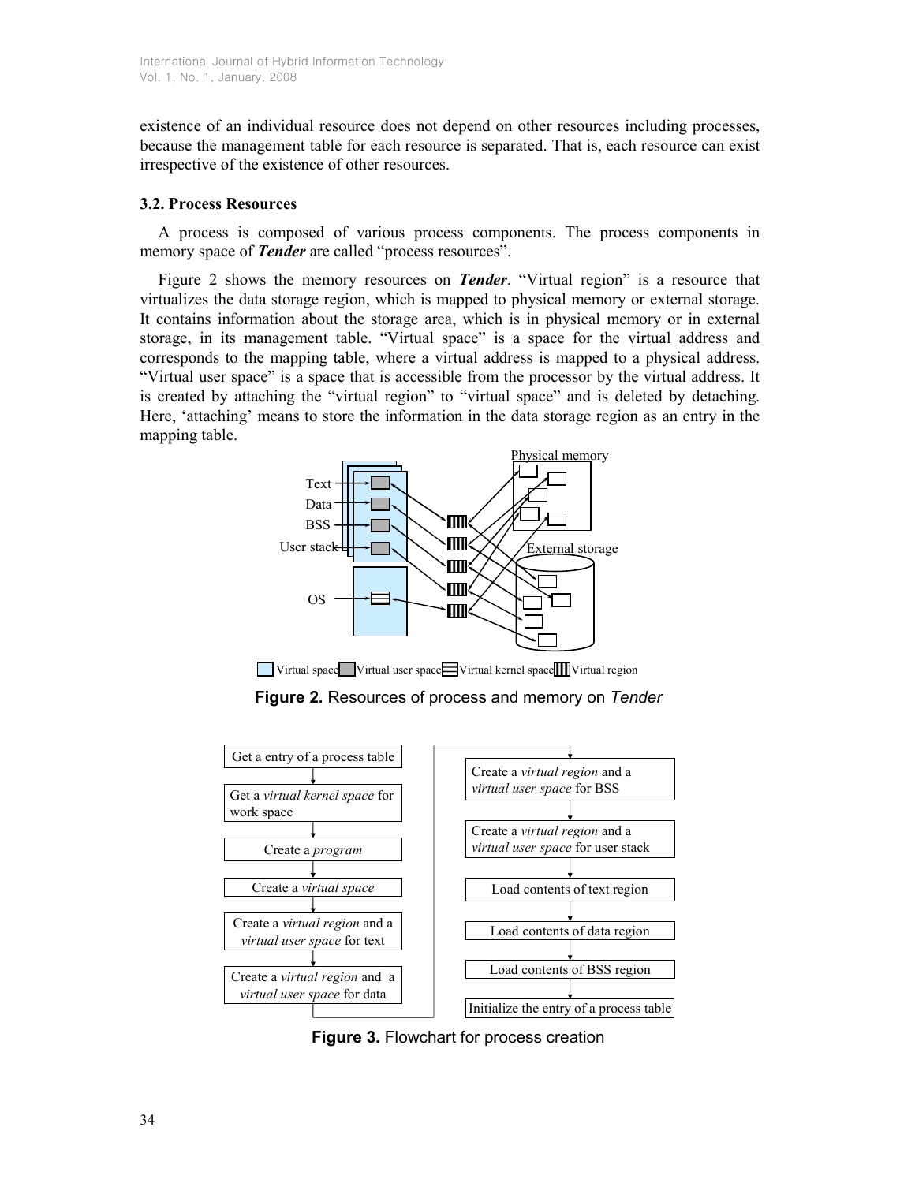existence of an individual resource does not depend on other resources including processes, because the management table for each resource is separated. That is, each resource can exist irrespective of the existence of other resources.

### 3.2. Process Resources

A process is composed of various process components. The process components in memory space of ***Tender*** are called "process resources".

Figure 2 shows the memory resources on ***Tender***. "Virtual region" is a resource that virtualizes the data storage region, which is mapped to physical memory or external storage. It contains information about the storage area, which is in physical memory or in external storage, in its management table. "Virtual space" is a space for the virtual address and corresponds to the mapping table, where a virtual address is mapped to a physical address. "Virtual user space" is a space that is accessible from the processor by the virtual address. It is created by attaching the "virtual region" to "virtual space" and is deleted by detaching. Here, 'attaching' means to store the information in the data storage region as an entry in the mapping table.

**Figure 2.** Resources of process and memory on *Tender*

**Figure 3.** Flowchart for process creation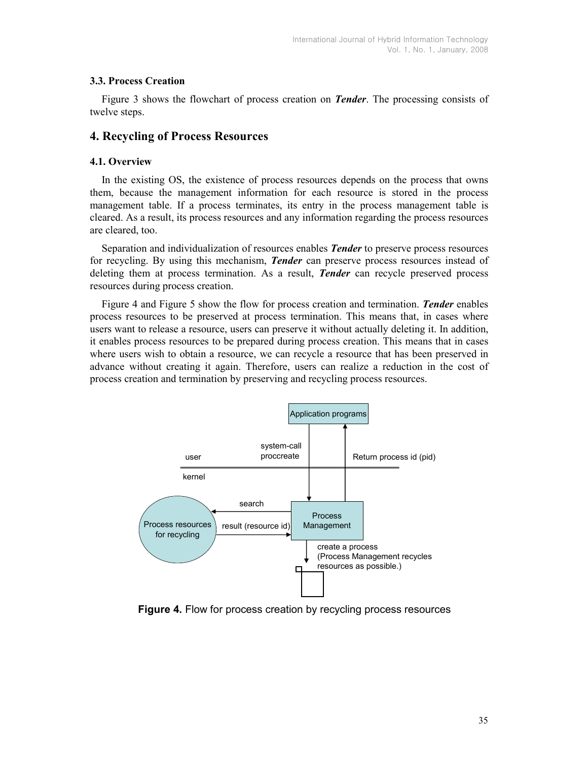### 3.3. Process Creation

Figure 3 shows the flowchart of process creation on ***Tender***. The processing consists of twelve steps.

## 4. Recycling of Process Resources

### 4.1. Overview

In the existing OS, the existence of process resources depends on the process that owns them, because the management information for each resource is stored in the process management table. If a process terminates, its entry in the process management table is cleared. As a result, its process resources and any information regarding the process resources are cleared, too.

Separation and individualization of resources enables ***Tender*** to preserve process resources for recycling. By using this mechanism, ***Tender*** can preserve process resources instead of deleting them at process termination. As a result, ***Tender*** can recycle preserved process resources during process creation.

Figure 4 and Figure 5 show the flow for process creation and termination. ***Tender*** enables process resources to be preserved at process termination. This means that, in cases where users want to release a resource, users can preserve it without actually deleting it. In addition, it enables process resources to be prepared during process creation. This means that in cases where users wish to obtain a resource, we can recycle a resource that has been preserved in advance without creating it again. Therefore, users can realize a reduction in the cost of process creation and termination by preserving and recycling process resources.

**Figure 4.** Flow for process creation by recycling process resources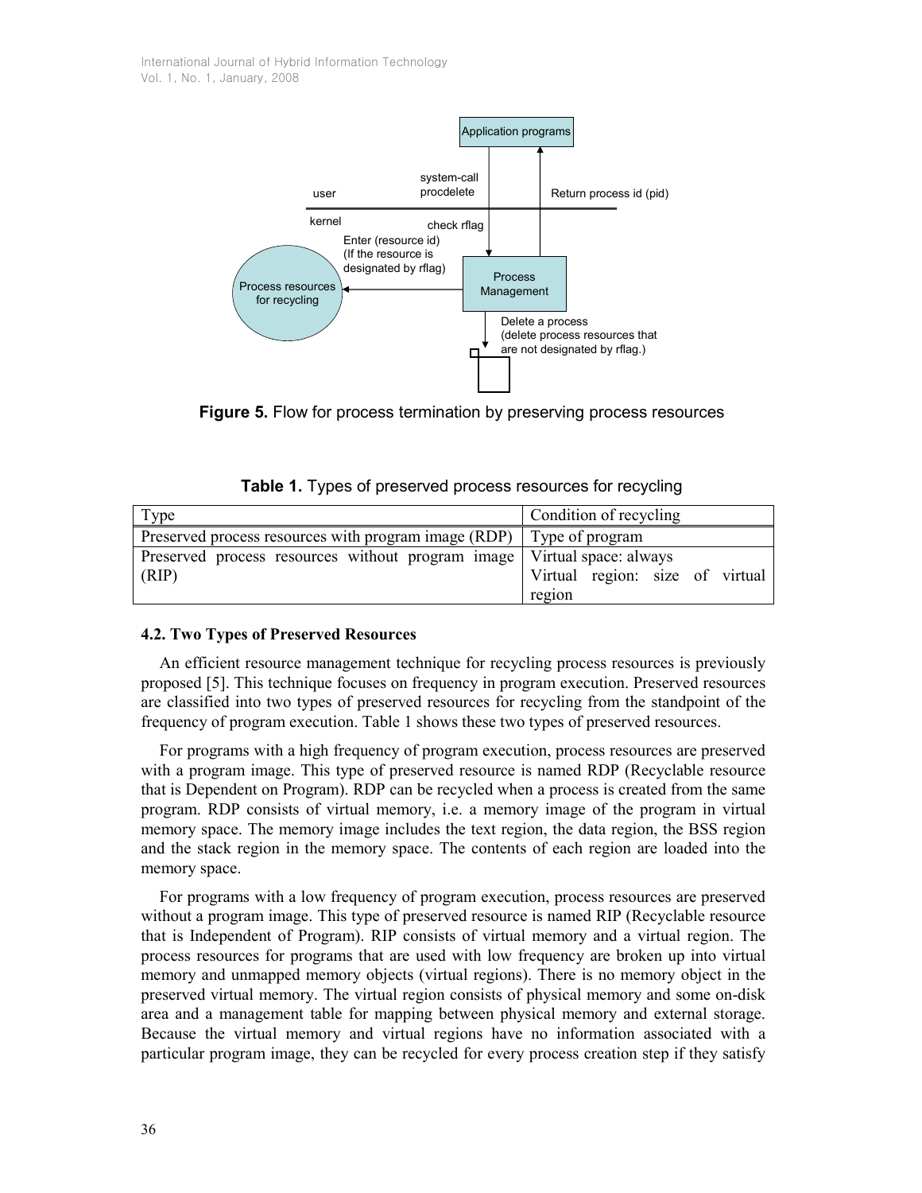Figure 5. Flow for process termination by preserving process resources

**Table 1.** Types of preserved process resources for recycling

| Type | Condition of recycling |
|---|---|
| Preserved process resources with program image (RDP) | Type of program |
| Preserved process resources without program image (RIP) | Virtual space: always<br>Virtual region: size of virtual region |

### 4.2. Two Types of Preserved Resources

An efficient resource management technique for recycling process resources is previously proposed [5]. This technique focuses on frequency in program execution. Preserved resources are classified into two types of preserved resources for recycling from the standpoint of the frequency of program execution. Table 1 shows these two types of preserved resources.

For programs with a high frequency of program execution, process resources are preserved with a program image. This type of preserved resource is named RDP (Recyclable resource that is Dependent on Program). RDP can be recycled when a process is created from the same program. RDP consists of virtual memory, i.e. a memory image of the program in virtual memory space. The memory image includes the text region, the data region, the BSS region and the stack region in the memory space. The contents of each region are loaded into the memory space.

For programs with a low frequency of program execution, process resources are preserved without a program image. This type of preserved resource is named RIP (Recyclable resource that is Independent of Program). RIP consists of virtual memory and a virtual region. The process resources for programs that are used with low frequency are broken up into virtual memory and unmapped memory objects (virtual regions). There is no memory object in the preserved virtual memory. The virtual region consists of physical memory and some on-disk area and a management table for mapping between physical memory and external storage. Because the virtual memory and virtual regions have no information associated with a particular program image, they can be recycled for every process creation step if they satisfy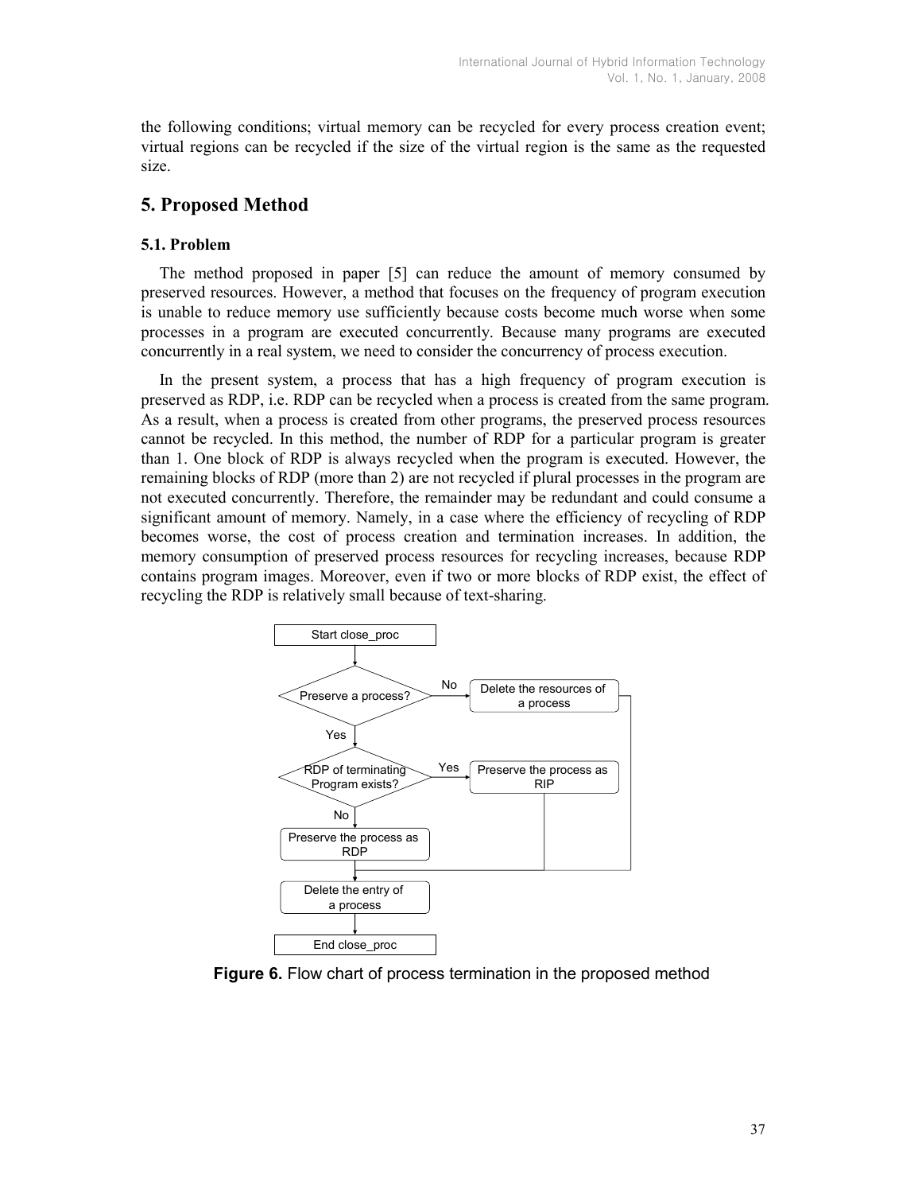the following conditions; virtual memory can be recycled for every process creation event; virtual regions can be recycled if the size of the virtual region is the same as the requested size.

## 5. Proposed Method

### 5.1. Problem

The method proposed in paper [5] can reduce the amount of memory consumed by preserved resources. However, a method that focuses on the frequency of program execution is unable to reduce memory use sufficiently because costs become much worse when some processes in a program are executed concurrently. Because many programs are executed concurrently in a real system, we need to consider the concurrency of process execution.

In the present system, a process that has a high frequency of program execution is preserved as RDP, i.e. RDP can be recycled when a process is created from the same program. As a result, when a process is created from other programs, the preserved process resources cannot be recycled. In this method, the number of RDP for a particular program is greater than 1. One block of RDP is always recycled when the program is executed. However, the remaining blocks of RDP (more than 2) are not recycled if plural processes in the program are not executed concurrently. Therefore, the remainder may be redundant and could consume a significant amount of memory. Namely, in a case where the efficiency of recycling of RDP becomes worse, the cost of process creation and termination increases. In addition, the memory consumption of preserved process resources for recycling increases, because RDP contains program images. Moreover, even if two or more blocks of RDP exist, the effect of recycling the RDP is relatively small because of text-sharing.

Start close_proc

Preserve a process? — No → Delete the resources of a process

Yes ↓

RDP of terminating Program exists? — Yes → Preserve the process as RIP

No ↓

Preserve the process as RDP

Delete the entry of a process

End close_proc

**Figure 6.** Flow chart of process termination in the proposed method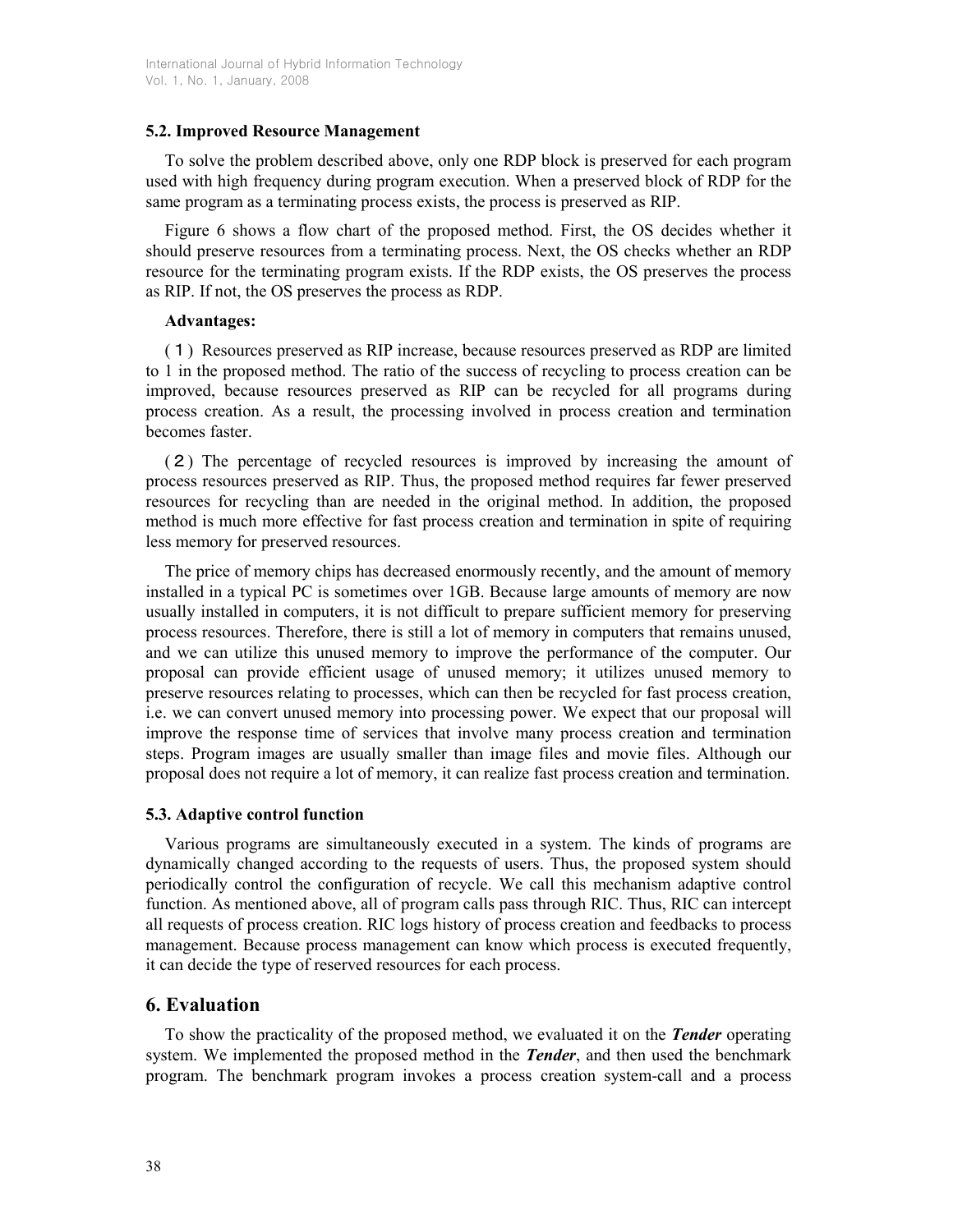### 5.2. Improved Resource Management

To solve the problem described above, only one RDP block is preserved for each program used with high frequency during program execution. When a preserved block of RDP for the same program as a terminating process exists, the process is preserved as RIP.

Figure 6 shows a flow chart of the proposed method. First, the OS decides whether it should preserve resources from a terminating process. Next, the OS checks whether an RDP resource for the terminating program exists. If the RDP exists, the OS preserves the process as RIP. If not, the OS preserves the process as RDP.

**Advantages:**

(１) Resources preserved as RIP increase, because resources preserved as RDP are limited to 1 in the proposed method. The ratio of the success of recycling to process creation can be improved, because resources preserved as RIP can be recycled for all programs during process creation. As a result, the processing involved in process creation and termination becomes faster.

(２) The percentage of recycled resources is improved by increasing the amount of process resources preserved as RIP. Thus, the proposed method requires far fewer preserved resources for recycling than are needed in the original method. In addition, the proposed method is much more effective for fast process creation and termination in spite of requiring less memory for preserved resources.

The price of memory chips has decreased enormously recently, and the amount of memory installed in a typical PC is sometimes over 1GB. Because large amounts of memory are now usually installed in computers, it is not difficult to prepare sufficient memory for preserving process resources. Therefore, there is still a lot of memory in computers that remains unused, and we can utilize this unused memory to improve the performance of the computer. Our proposal can provide efficient usage of unused memory; it utilizes unused memory to preserve resources relating to processes, which can then be recycled for fast process creation, i.e. we can convert unused memory into processing power. We expect that our proposal will improve the response time of services that involve many process creation and termination steps. Program images are usually smaller than image files and movie files. Although our proposal does not require a lot of memory, it can realize fast process creation and termination.

### 5.3. Adaptive control function

Various programs are simultaneously executed in a system. The kinds of programs are dynamically changed according to the requests of users. Thus, the proposed system should periodically control the configuration of recycle. We call this mechanism adaptive control function. As mentioned above, all of program calls pass through RIC. Thus, RIC can intercept all requests of process creation. RIC logs history of process creation and feedbacks to process management. Because process management can know which process is executed frequently, it can decide the type of reserved resources for each process.

## 6. Evaluation

To show the practicality of the proposed method, we evaluated it on the ***Tender*** operating system. We implemented the proposed method in the ***Tender***, and then used the benchmark program. The benchmark program invokes a process creation system-call and a process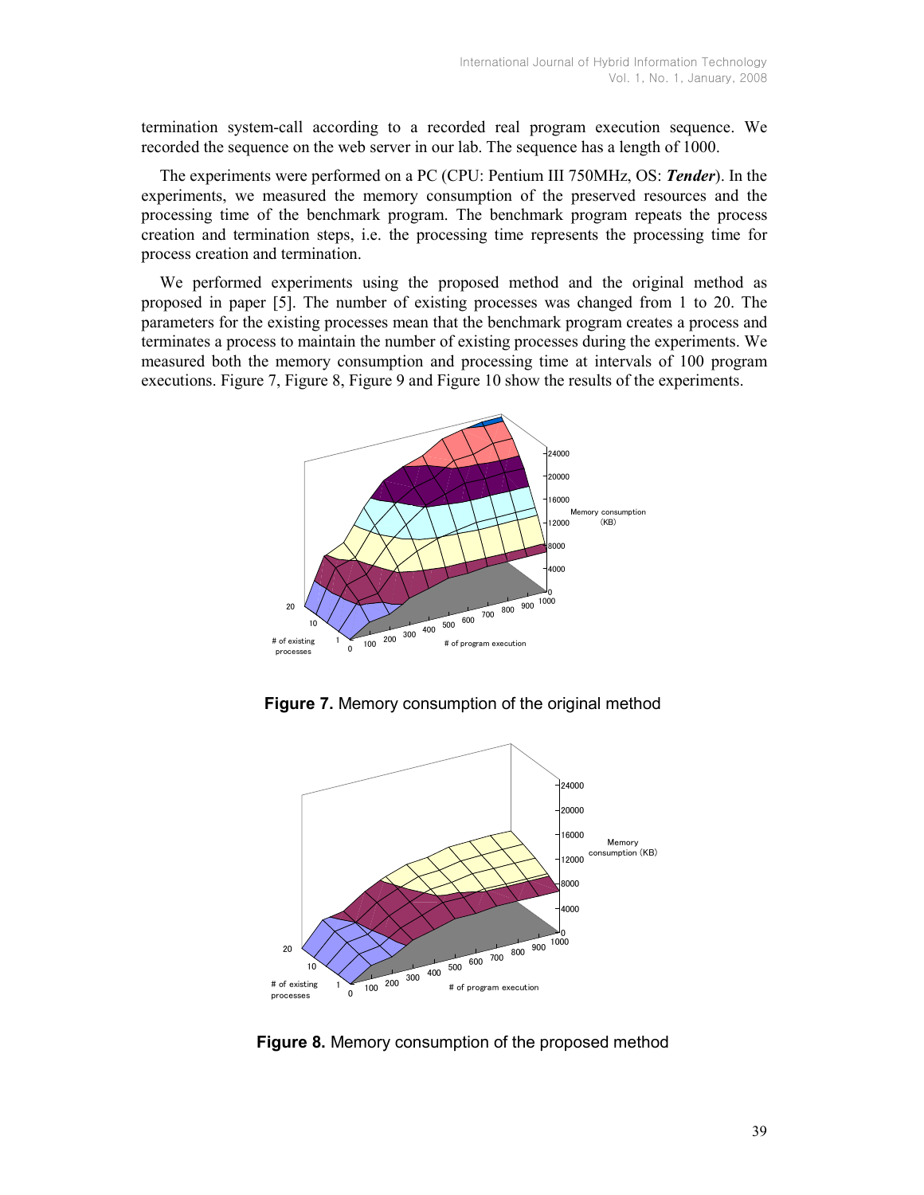termination system-call according to a recorded real program execution sequence. We recorded the sequence on the web server in our lab. The sequence has a length of 1000.

The experiments were performed on a PC (CPU: Pentium III 750MHz, OS: ***Tender***). In the experiments, we measured the memory consumption of the preserved resources and the processing time of the benchmark program. The benchmark program repeats the process creation and termination steps, i.e. the processing time represents the processing time for process creation and termination.

We performed experiments using the proposed method and the original method as proposed in paper [5]. The number of existing processes was changed from 1 to 20. The parameters for the existing processes mean that the benchmark program creates a process and terminates a process to maintain the number of existing processes during the experiments. We measured both the memory consumption and processing time at intervals of 100 program executions. Figure 7, Figure 8, Figure 9 and Figure 10 show the results of the experiments.

**Figure 7.** Memory consumption of the original method

**Figure 8.** Memory consumption of the proposed method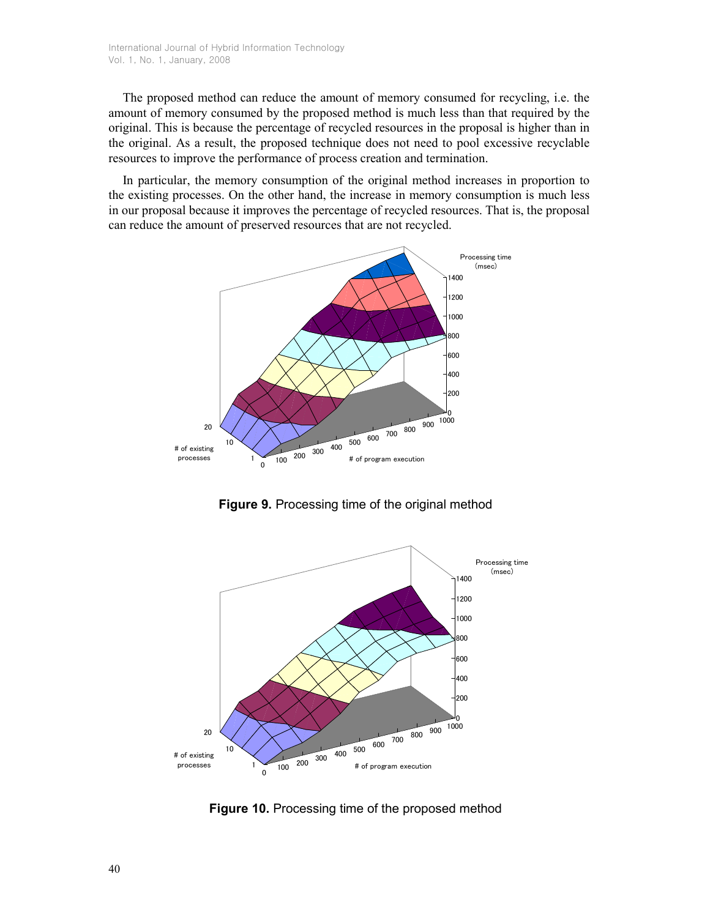The proposed method can reduce the amount of memory consumed for recycling, i.e. the amount of memory consumed by the proposed method is much less than that required by the original. This is because the percentage of recycled resources in the proposal is higher than in the original. As a result, the proposed technique does not need to pool excessive recyclable resources to improve the performance of process creation and termination.

In particular, the memory consumption of the original method increases in proportion to the existing processes. On the other hand, the increase in memory consumption is much less in our proposal because it improves the percentage of recycled resources. That is, the proposal can reduce the amount of preserved resources that are not recycled.

**Figure 9.** Processing time of the original method

**Figure 10.** Processing time of the proposed method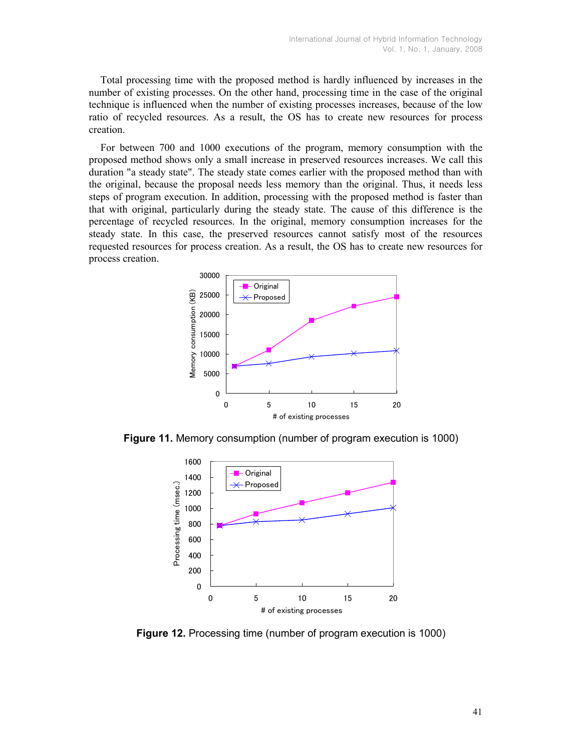Total processing time with the proposed method is hardly influenced by increases in the number of existing processes. On the other hand, processing time in the case of the original technique is influenced when the number of existing processes increases, because of the low ratio of recycled resources. As a result, the OS has to create new resources for process creation.

For between 700 and 1000 executions of the program, memory consumption with the proposed method shows only a small increase in preserved resources increases. We call this duration "a steady state". The steady state comes earlier with the proposed method than with the original, because the proposal needs less memory than the original. Thus, it needs less steps of program execution. In addition, processing with the proposed method is faster than that with original, particularly during the steady state. The cause of this difference is the percentage of recycled resources. In the original, memory consumption increases for the steady state. In this case, the preserved resources cannot satisfy most of the resources requested resources for process creation. As a result, the OS has to create new resources for process creation.

**Figure 11.** Memory consumption (number of program execution is 1000)

**Figure 12.** Processing time (number of program execution is 1000)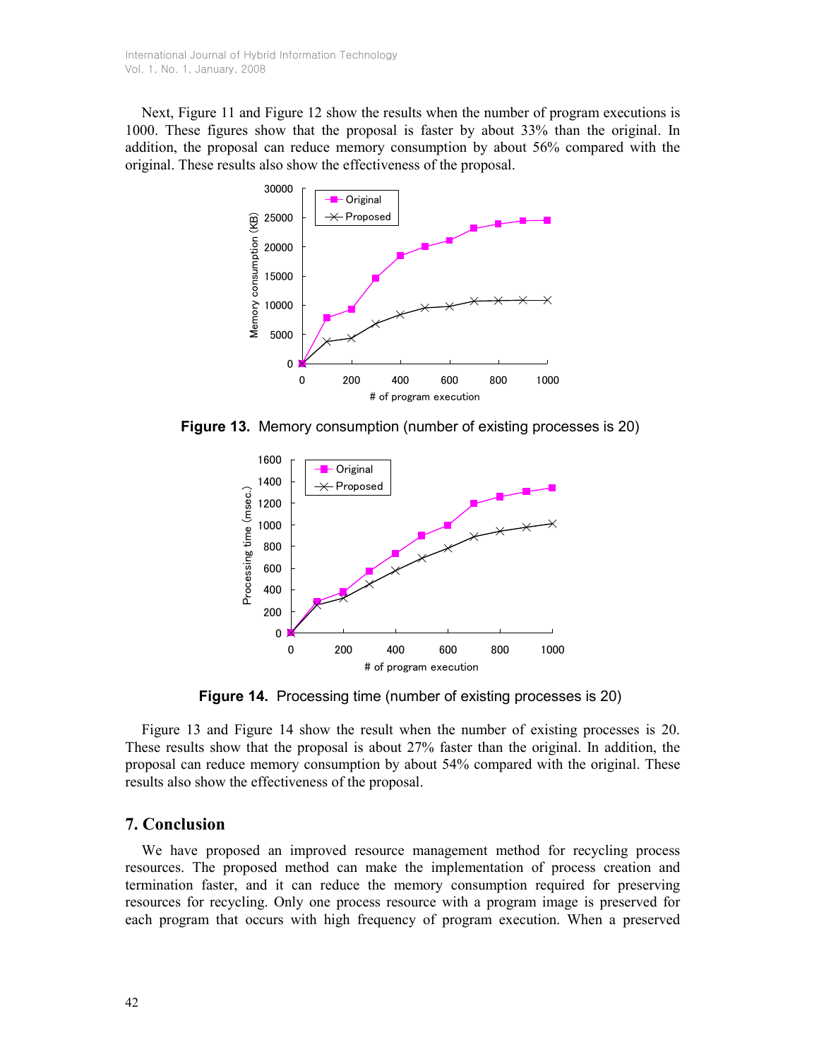Next, Figure 11 and Figure 12 show the results when the number of program executions is 1000. These figures show that the proposal is faster by about 33% than the original. In addition, the proposal can reduce memory consumption by about 56% compared with the original. These results also show the effectiveness of the proposal.

**Figure 13.** Memory consumption (number of existing processes is 20)

**Figure 14.** Processing time (number of existing processes is 20)

Figure 13 and Figure 14 show the result when the number of existing processes is 20. These results show that the proposal is about 27% faster than the original. In addition, the proposal can reduce memory consumption by about 54% compared with the original. These results also show the effectiveness of the proposal.

## 7. Conclusion

We have proposed an improved resource management method for recycling process resources. The proposed method can make the implementation of process creation and termination faster, and it can reduce the memory consumption required for preserving resources for recycling. Only one process resource with a program image is preserved for each program that occurs with high frequency of program execution. When a preserved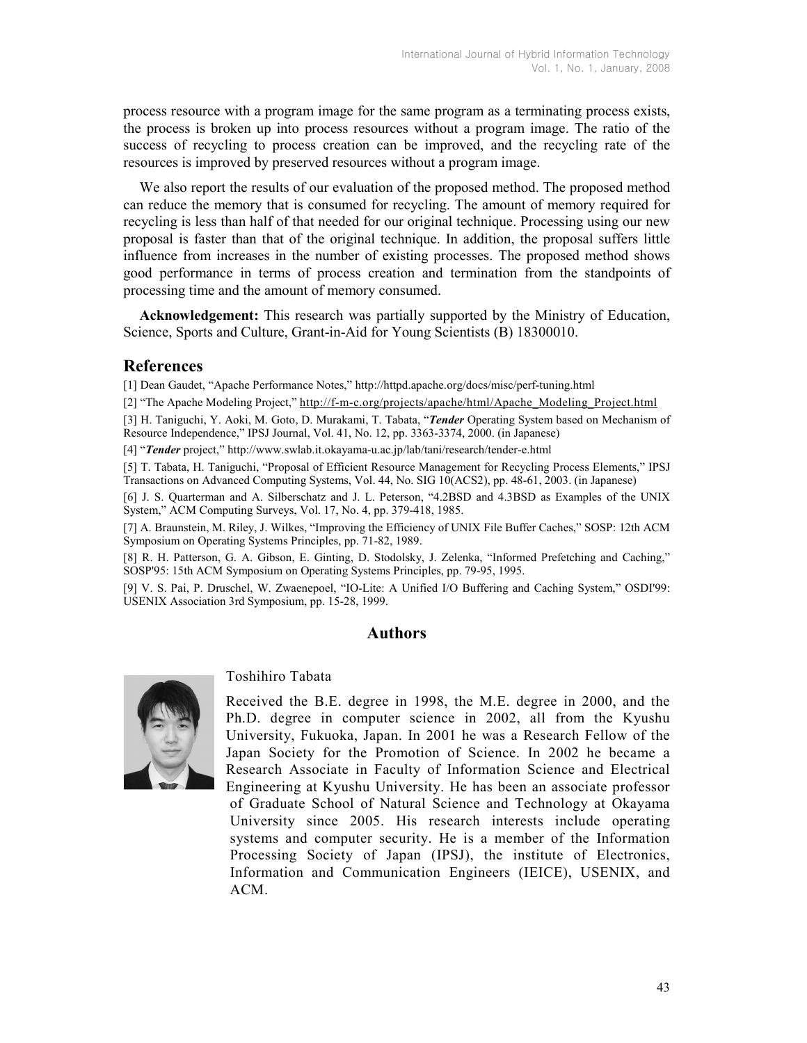process resource with a program image for the same program as a terminating process exists, the process is broken up into process resources without a program image. The ratio of the success of recycling to process creation can be improved, and the recycling rate of the resources is improved by preserved resources without a program image.

We also report the results of our evaluation of the proposed method. The proposed method can reduce the memory that is consumed for recycling. The amount of memory required for recycling is less than half of that needed for our original technique. Processing using our new proposal is faster than that of the original technique. In addition, the proposal suffers little influence from increases in the number of existing processes. The proposed method shows good performance in terms of process creation and termination from the standpoints of processing time and the amount of memory consumed.

**Acknowledgement:** This research was partially supported by the Ministry of Education, Science, Sports and Culture, Grant-in-Aid for Young Scientists (B) 18300010.

## References

[1] Dean Gaudet, "Apache Performance Notes," http://httpd.apache.org/docs/misc/perf-tuning.html

[2] "The Apache Modeling Project," http://f-m-c.org/projects/apache/html/Apache_Modeling_Project.html

[3] H. Taniguchi, Y. Aoki, M. Goto, D. Murakami, T. Tabata, "***Tender*** Operating System based on Mechanism of Resource Independence," IPSJ Journal, Vol. 41, No. 12, pp. 3363-3374, 2000. (in Japanese)

[4] "***Tender*** project," http://www.swlab.it.okayama-u.ac.jp/lab/tani/research/tender-e.html

[5] T. Tabata, H. Taniguchi, "Proposal of Efficient Resource Management for Recycling Process Elements," IPSJ Transactions on Advanced Computing Systems, Vol. 44, No. SIG 10(ACS2), pp. 48-61, 2003. (in Japanese)

[6] J. S. Quarterman and A. Silberschatz and J. L. Peterson, "4.2BSD and 4.3BSD as Examples of the UNIX System," ACM Computing Surveys, Vol. 17, No. 4, pp. 379-418, 1985.

[7] A. Braunstein, M. Riley, J. Wilkes, "Improving the Efficiency of UNIX File Buffer Caches," SOSP: 12th ACM Symposium on Operating Systems Principles, pp. 71-82, 1989.

[8] R. H. Patterson, G. A. Gibson, E. Ginting, D. Stodolsky, J. Zelenka, "Informed Prefetching and Caching," SOSP'95: 15th ACM Symposium on Operating Systems Principles, pp. 79-95, 1995.

[9] V. S. Pai, P. Druschel, W. Zwaenepoel, "IO-Lite: A Unified I/O Buffering and Caching System," OSDI'99: USENIX Association 3rd Symposium, pp. 15-28, 1999.

## Authors

Toshihiro Tabata

Received the B.E. degree in 1998, the M.E. degree in 2000, and the Ph.D. degree in computer science in 2002, all from the Kyushu University, Fukuoka, Japan. In 2001 he was a Research Fellow of the Japan Society for the Promotion of Science. In 2002 he became a Research Associate in Faculty of Information Science and Electrical Engineering at Kyushu University. He has been an associate professor of Graduate School of Natural Science and Technology at Okayama University since 2005. His research interests include operating systems and computer security. He is a member of the Information Processing Society of Japan (IPSJ), the institute of Electronics, Information and Communication Engineers (IEICE), USENIX, and ACM.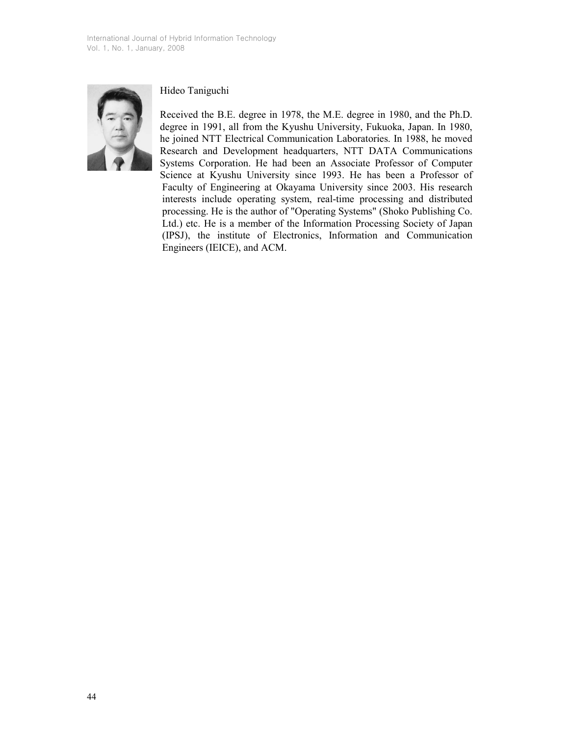Hideo Taniguchi

Received the B.E. degree in 1978, the M.E. degree in 1980, and the Ph.D. degree in 1991, all from the Kyushu University, Fukuoka, Japan. In 1980, he joined NTT Electrical Communication Laboratories. In 1988, he moved Research and Development headquarters, NTT DATA Communications Systems Corporation. He had been an Associate Professor of Computer Science at Kyushu University since 1993. He has been a Professor of Faculty of Engineering at Okayama University since 2003. His research interests include operating system, real-time processing and distributed processing. He is the author of "Operating Systems" (Shoko Publishing Co. Ltd.) etc. He is a member of the Information Processing Society of Japan (IPSJ), the institute of Electronics, Information and Communication Engineers (IEICE), and ACM.